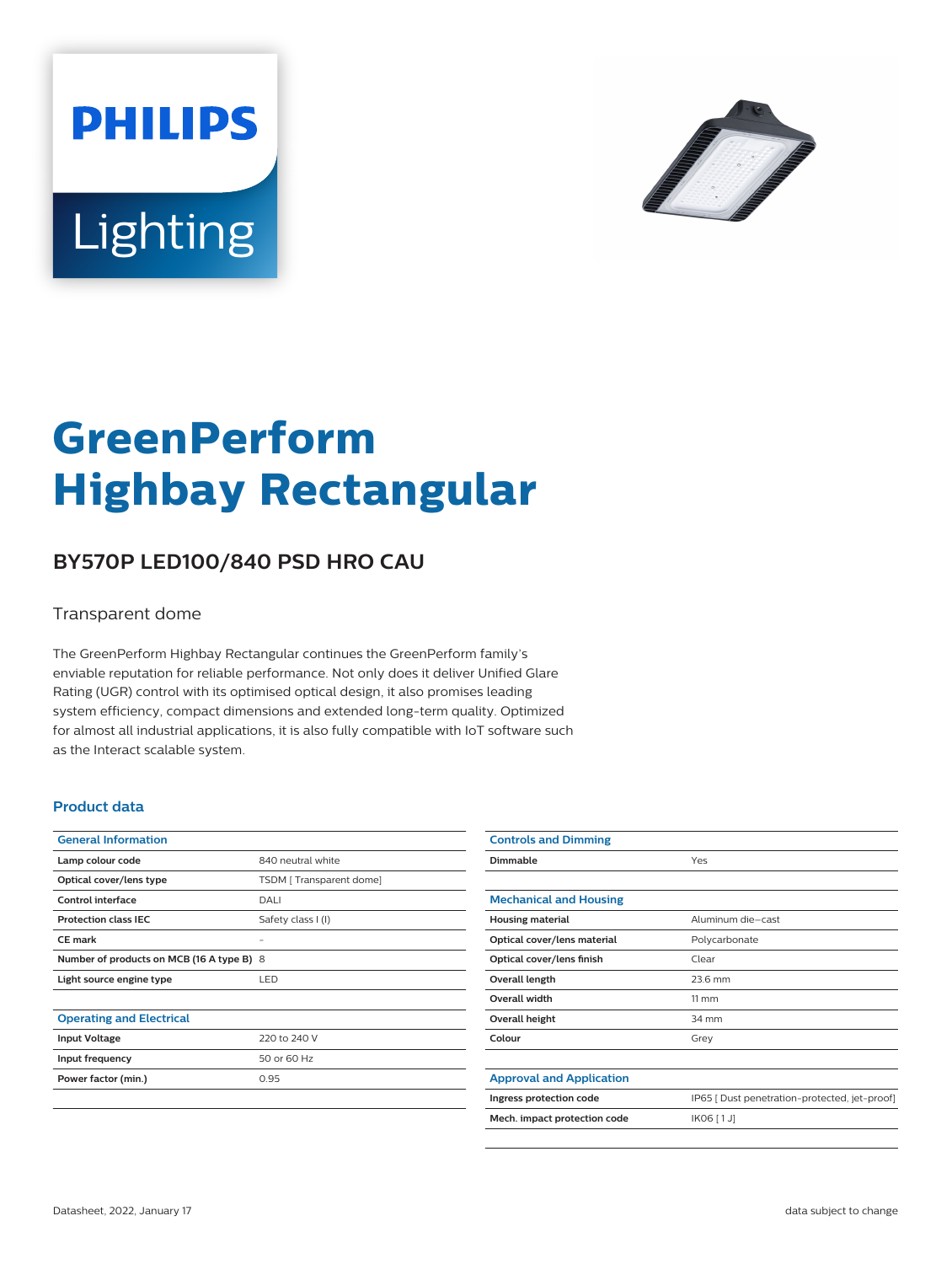PHILIPS

Lighting

# GreenPerform Highbay Rectangular

## BY570P LED100/840 PSD HRO CAU

Transparent dome

The GreenPerform Highbay Rectangular continues the GreenPerform family's enviable reputation for reliable performance. Not only does it deliver Unified Glare Rating (UGR) control with its optimised optical design, it also promises leading system efficiency, compact dimensions and extended long-term quality. Optimized for almost all industrial applications, it is also fully compatible with IoT software such as the Interact scalable system.

### Product data

| General Information | |
|---|---|
| Lamp colour code | 840 neutral white |
| Optical cover/lens type | TSDM [ Transparent dome] |
| Control interface | DALI |
| Protection class IEC | Safety class I (I) |
| CE mark | - |
| Number of products on MCB (16 A type B) | 8 |
| Light source engine type | LED |

| Operating and Electrical | |
|---|---|
| Input Voltage | 220 to 240 V |
| Input frequency | 50 or 60 Hz |
| Power factor (min.) | 0.95 |

| Controls and Dimming | |
|---|---|
| Dimmable | Yes |

| Mechanical and Housing | |
|---|---|
| Housing material | Aluminum die-cast |
| Optical cover/lens material | Polycarbonate |
| Optical cover/lens finish | Clear |
| Overall length | 23.6 mm |
| Overall width | 11 mm |
| Overall height | 34 mm |
| Colour | Grey |

| Approval and Application | |
|---|---|
| Ingress protection code | IP65 [ Dust penetration-protected, jet-proof] |
| Mech. impact protection code | IK06 [ 1 J] |

Datasheet, 2022, January 17

data subject to change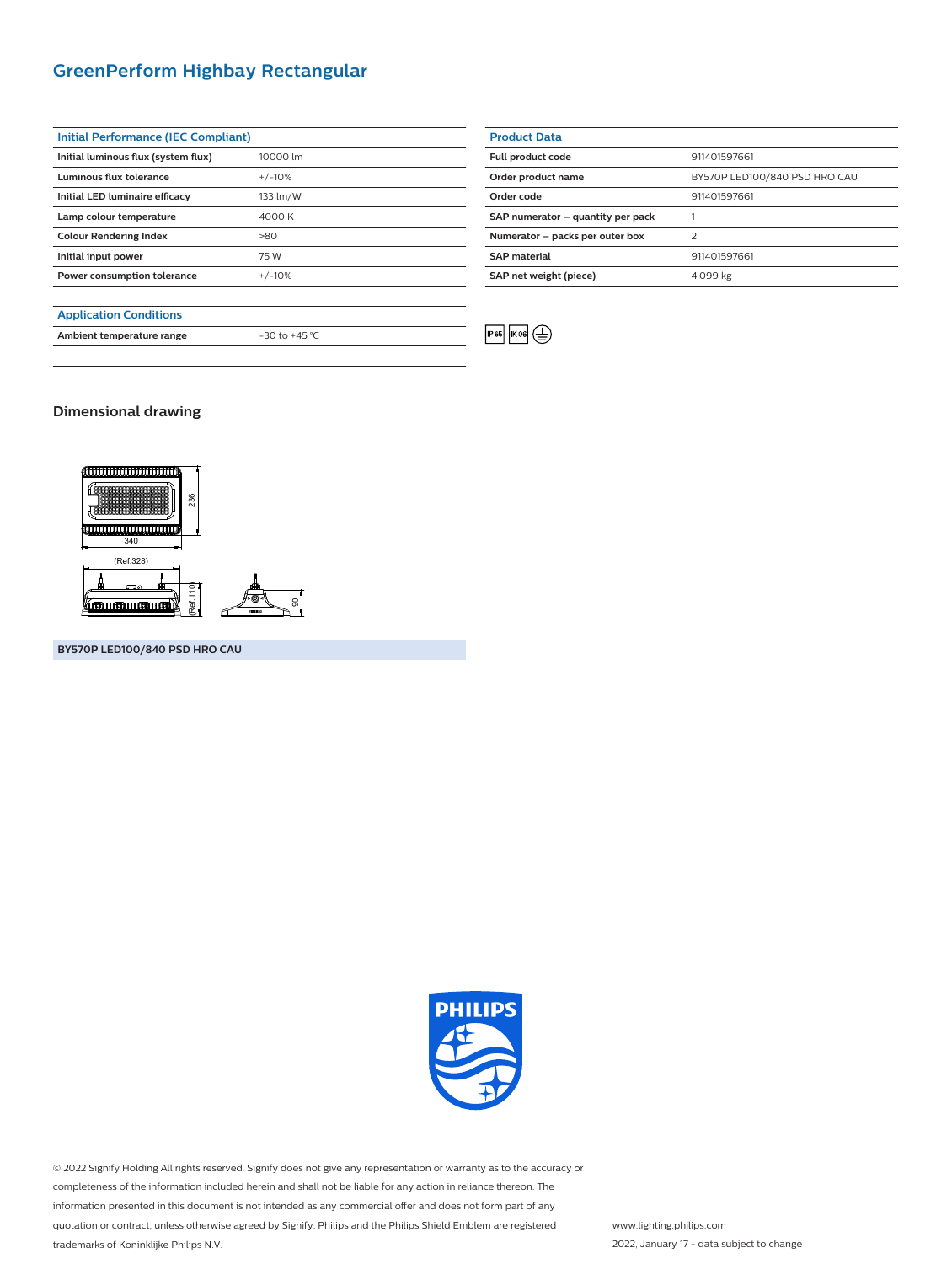# GreenPerform Highbay Rectangular

| Initial Performance (IEC Compliant) | |
|---|---|
| Initial luminous flux (system flux) | 10000 lm |
| Luminous flux tolerance | +/-10% |
| Initial LED luminaire efficacy | 133 lm/W |
| Lamp colour temperature | 4000 K |
| Colour Rendering Index | >80 |
| Initial input power | 75 W |
| Power consumption tolerance | +/-10% |

| Application Conditions | |
|---|---|
| Ambient temperature range | -30 to +45 °C |

| Product Data | |
|---|---|
| Full product code | 911401597661 |
| Order product name | BY570P LED100/840 PSD HRO CAU |
| Order code | 911401597661 |
| SAP numerator – quantity per pack | 1 |
| Numerator – packs per outer box | 2 |
| SAP material | 911401597661 |
| SAP net weight (piece) | 4.099 kg |

IP65 IK06

## Dimensional drawing

236

340

(Ref.328)

(Ref.110)

90

**BY570P LED100/840 PSD HRO CAU**

© 2022 Signify Holding All rights reserved. Signify does not give any representation or warranty as to the accuracy or completeness of the information included herein and shall not be liable for any action in reliance thereon. The information presented in this document is not intended as any commercial offer and does not form part of any quotation or contract, unless otherwise agreed by Signify. Philips and the Philips Shield Emblem are registered trademarks of Koninklijke Philips N.V.

www.lighting.philips.com

2022, January 17 - data subject to change